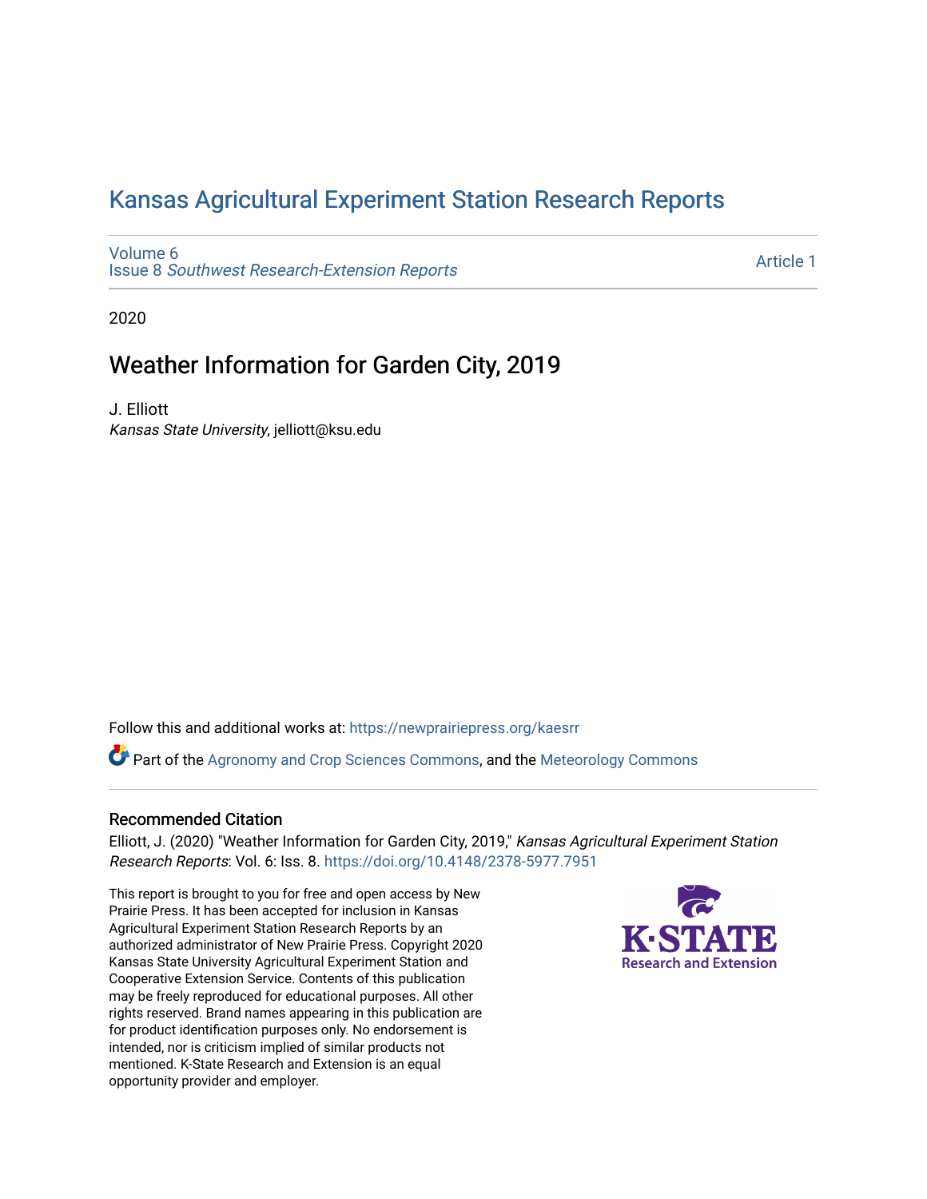# Kansas Agricultural Experiment Station Research Reports

Volume 6
Issue 8 *Southwest Research-Extension Reports*

Article 1

2020

## Weather Information for Garden City, 2019

J. Elliott
*Kansas State University*, jelliott@ksu.edu

Follow this and additional works at: https://newprairiepress.org/kaesrr

Part of the Agronomy and Crop Sciences Commons, and the Meteorology Commons

### Recommended Citation

Elliott, J. (2020) "Weather Information for Garden City, 2019," *Kansas Agricultural Experiment Station Research Reports*: Vol. 6: Iss. 8. https://doi.org/10.4148/2378-5977.7951

This report is brought to you for free and open access by New Prairie Press. It has been accepted for inclusion in Kansas Agricultural Experiment Station Research Reports by an authorized administrator of New Prairie Press. Copyright 2020 Kansas State University Agricultural Experiment Station and Cooperative Extension Service. Contents of this publication may be freely reproduced for educational purposes. All other rights reserved. Brand names appearing in this publication are for product identification purposes only. No endorsement is intended, nor is criticism implied of similar products not mentioned. K-State Research and Extension is an equal opportunity provider and employer.

K-STATE
Research and Extension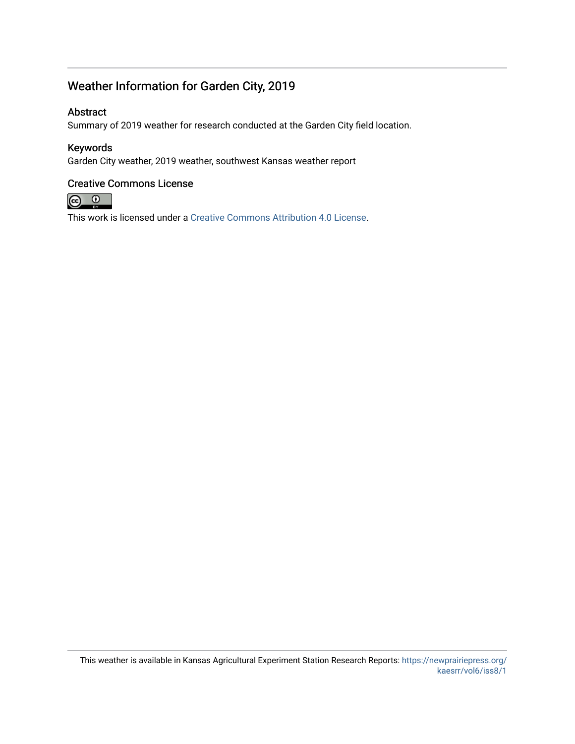# Weather Information for Garden City, 2019

## Abstract

Summary of 2019 weather for research conducted at the Garden City field location.

## Keywords

Garden City weather, 2019 weather, southwest Kansas weather report

## Creative Commons License

This work is licensed under a Creative Commons Attribution 4.0 License.

This weather is available in Kansas Agricultural Experiment Station Research Reports: https://newprairiepress.org/kaesrr/vol6/iss8/1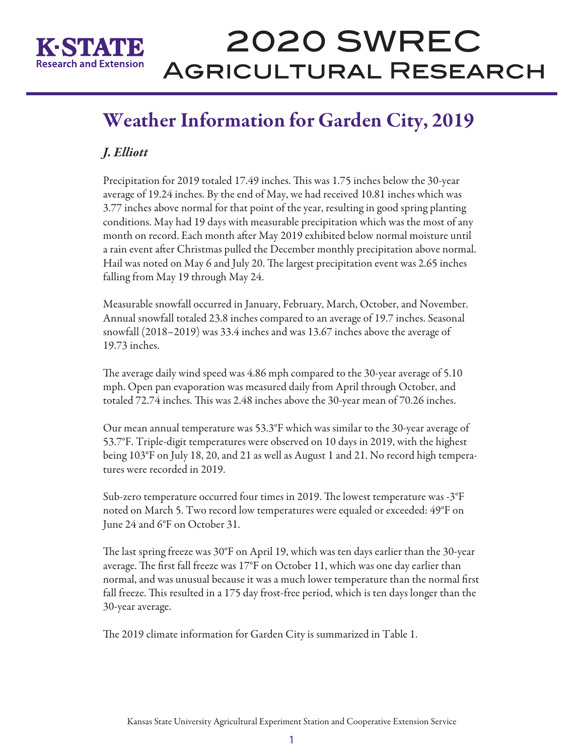# Weather Information for Garden City, 2019

*J. Elliott*

Precipitation for 2019 totaled 17.49 inches. This was 1.75 inches below the 30-year average of 19.24 inches. By the end of May, we had received 10.81 inches which was 3.77 inches above normal for that point of the year, resulting in good spring planting conditions. May had 19 days with measurable precipitation which was the most of any month on record. Each month after May 2019 exhibited below normal moisture until a rain event after Christmas pulled the December monthly precipitation above normal. Hail was noted on May 6 and July 20. The largest precipitation event was 2.65 inches falling from May 19 through May 24.

Measurable snowfall occurred in January, February, March, October, and November. Annual snowfall totaled 23.8 inches compared to an average of 19.7 inches. Seasonal snowfall (2018–2019) was 33.4 inches and was 13.67 inches above the average of 19.73 inches.

The average daily wind speed was 4.86 mph compared to the 30-year average of 5.10 mph. Open pan evaporation was measured daily from April through October, and totaled 72.74 inches. This was 2.48 inches above the 30-year mean of 70.26 inches.

Our mean annual temperature was 53.3°F which was similar to the 30-year average of 53.7°F. Triple-digit temperatures were observed on 10 days in 2019, with the highest being 103°F on July 18, 20, and 21 as well as August 1 and 21. No record high temperatures were recorded in 2019.

Sub-zero temperature occurred four times in 2019. The lowest temperature was -3°F noted on March 5. Two record low temperatures were equaled or exceeded: 49°F on June 24 and 6°F on October 31.

The last spring freeze was 30°F on April 19, which was ten days earlier than the 30-year average. The first fall freeze was 17°F on October 11, which was one day earlier than normal, and was unusual because it was a much lower temperature than the normal first fall freeze. This resulted in a 175 day frost-free period, which is ten days longer than the 30-year average.

The 2019 climate information for Garden City is summarized in Table 1.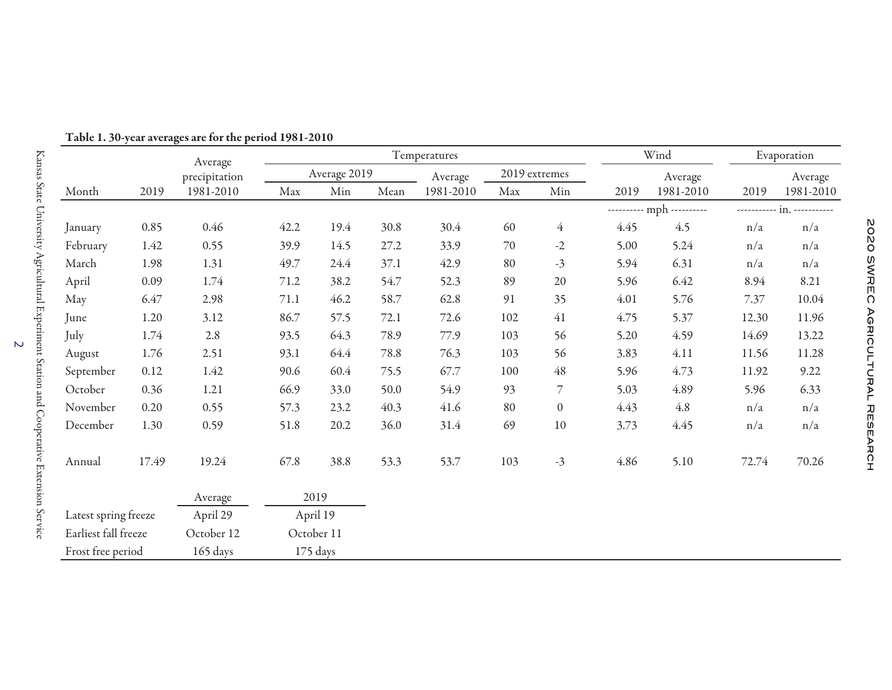**Table 1. 30-year averages are for the period 1981-2010**

| Month | 2019 | Average precipitation 1981-2010 | Temperatures | | | | | | Wind | | Evaporation | |
|---|---|---|---|---|---|---|---|---|---|---|---|---|
| | | | Average 2019 | | | Average 1981-2010 | 2019 extremes | | 2019 | Average 1981-2010 | 2019 | Average 1981-2010 |
| | | | Max | Min | Mean | | Max | Min | ---------- mph ---------- | | ---------- in. ---------- | |
| January | 0.85 | 0.46 | 42.2 | 19.4 | 30.8 | 30.4 | 60 | 4 | 4.45 | 4.5 | n/a | n/a |
| February | 1.42 | 0.55 | 39.9 | 14.5 | 27.2 | 33.9 | 70 | -2 | 5.00 | 5.24 | n/a | n/a |
| March | 1.98 | 1.31 | 49.7 | 24.4 | 37.1 | 42.9 | 80 | -3 | 5.94 | 6.31 | n/a | n/a |
| April | 0.09 | 1.74 | 71.2 | 38.2 | 54.7 | 52.3 | 89 | 20 | 5.96 | 6.42 | 8.94 | 8.21 |
| May | 6.47 | 2.98 | 71.1 | 46.2 | 58.7 | 62.8 | 91 | 35 | 4.01 | 5.76 | 7.37 | 10.04 |
| June | 1.20 | 3.12 | 86.7 | 57.5 | 72.1 | 72.6 | 102 | 41 | 4.75 | 5.37 | 12.30 | 11.96 |
| July | 1.74 | 2.8 | 93.5 | 64.3 | 78.9 | 77.9 | 103 | 56 | 5.20 | 4.59 | 14.69 | 13.22 |
| August | 1.76 | 2.51 | 93.1 | 64.4 | 78.8 | 76.3 | 103 | 56 | 3.83 | 4.11 | 11.56 | 11.28 |
| September | 0.12 | 1.42 | 90.6 | 60.4 | 75.5 | 67.7 | 100 | 48 | 5.96 | 4.73 | 11.92 | 9.22 |
| October | 0.36 | 1.21 | 66.9 | 33.0 | 50.0 | 54.9 | 93 | 7 | 5.03 | 4.89 | 5.96 | 6.33 |
| November | 0.20 | 0.55 | 57.3 | 23.2 | 40.3 | 41.6 | 80 | 0 | 4.43 | 4.8 | n/a | n/a |
| December | 1.30 | 0.59 | 51.8 | 20.2 | 36.0 | 31.4 | 69 | 10 | 3.73 | 4.45 | n/a | n/a |
| Annual | 17.49 | 19.24 | 67.8 | 38.8 | 53.3 | 53.7 | 103 | -3 | 4.86 | 5.10 | 72.74 | 70.26 |

| | Average | 2019 |
|---|---|---|
| Latest spring freeze | April 29 | April 19 |
| Earliest fall freeze | October 12 | October 11 |
| Frost free period | 165 days | 175 days |